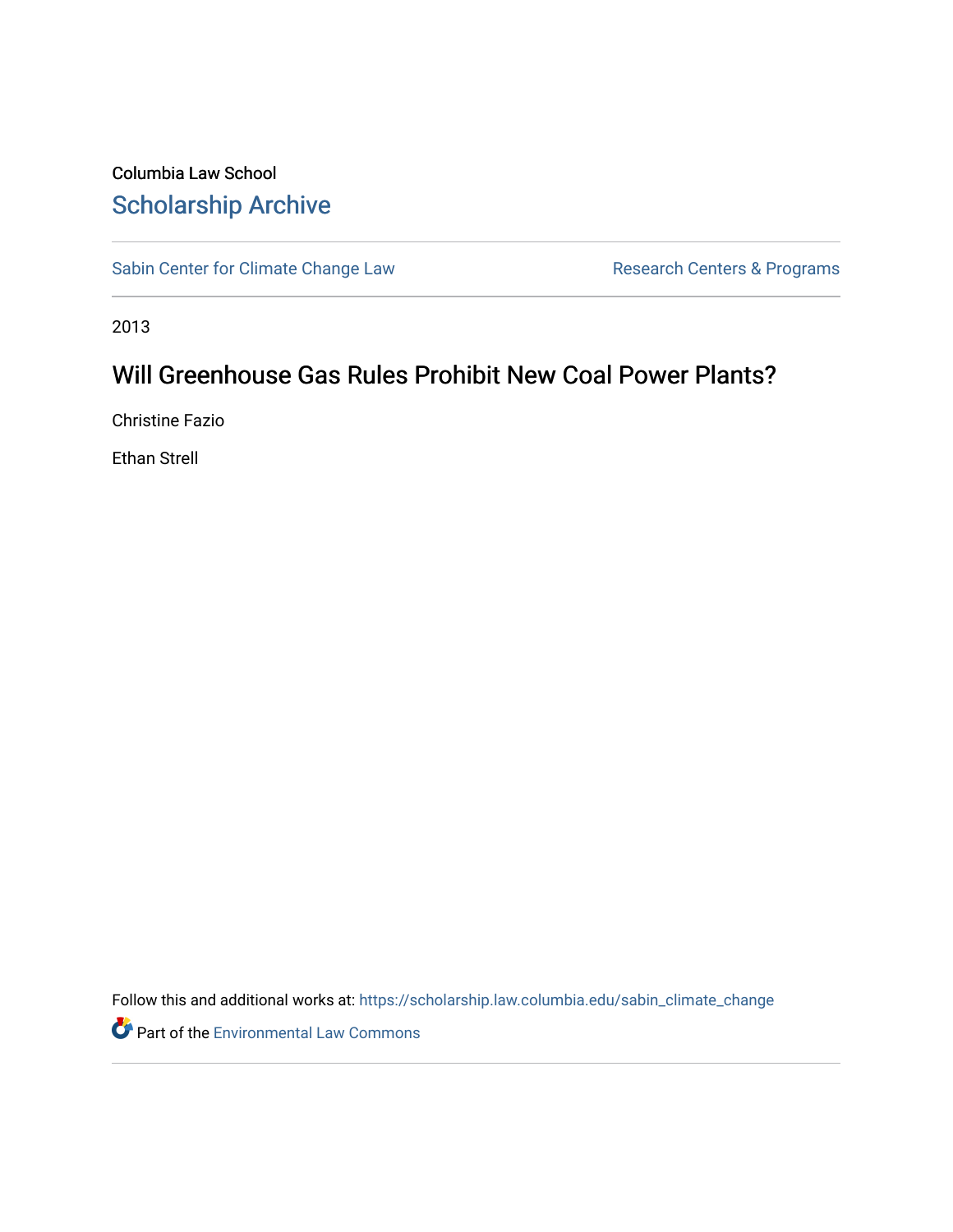Columbia Law School

## Scholarship Archive

Sabin Center for Climate Change Law | Research Centers & Programs

2013

# Will Greenhouse Gas Rules Prohibit New Coal Power Plants?

Christine Fazio

Ethan Strell

Follow this and additional works at: https://scholarship.law.columbia.edu/sabin_climate_change

Part of the Environmental Law Commons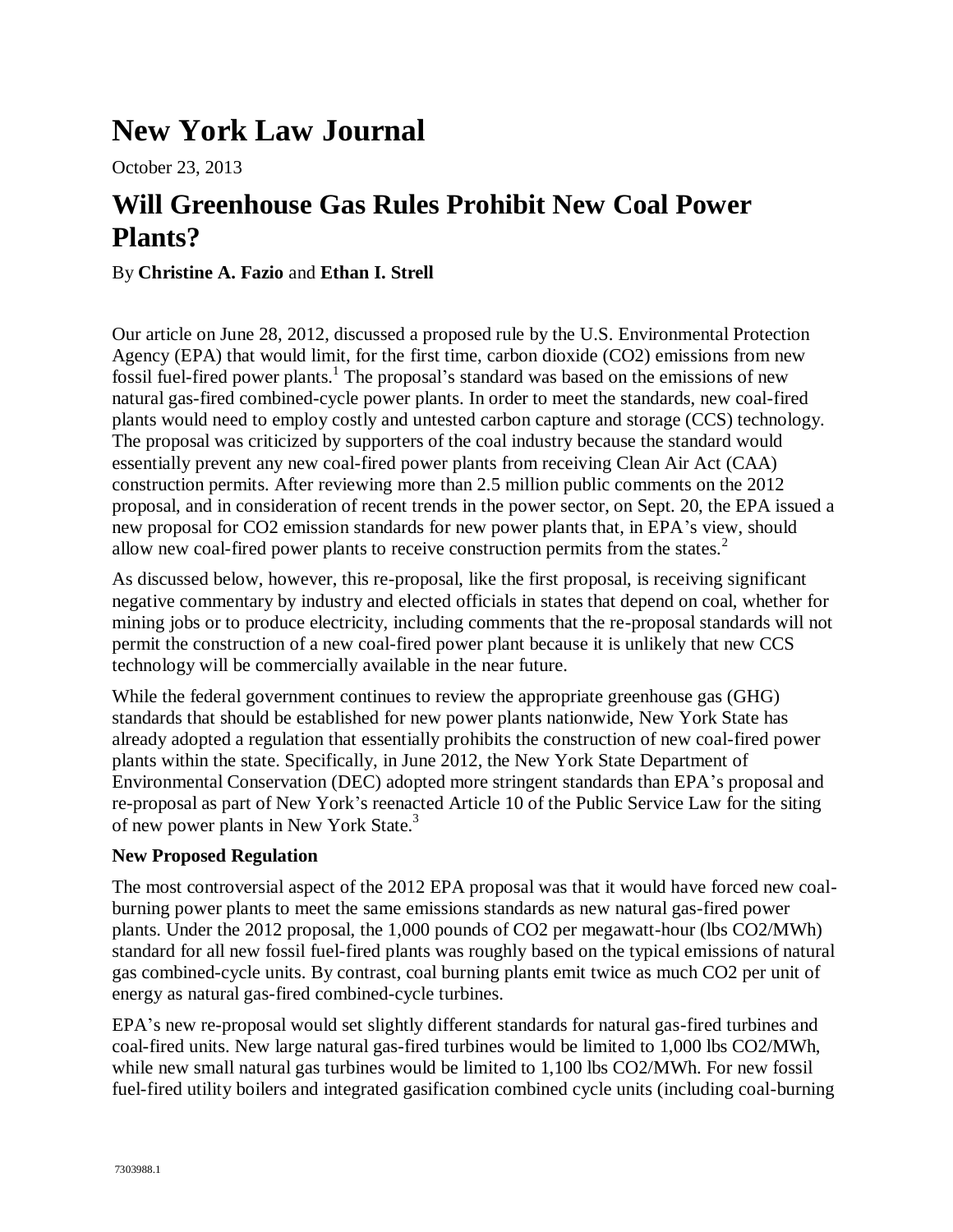# New York Law Journal

October 23, 2013

# Will Greenhouse Gas Rules Prohibit New Coal Power Plants?

By **Christine A. Fazio** and **Ethan I. Strell**

Our article on June 28, 2012, discussed a proposed rule by the U.S. Environmental Protection Agency (EPA) that would limit, for the first time, carbon dioxide ($CO_2$) emissions from new fossil fuel-fired power plants.[1] The proposal's standard was based on the emissions of new natural gas-fired combined-cycle power plants. In order to meet the standards, new coal-fired plants would need to employ costly and untested carbon capture and storage (CCS) technology. The proposal was criticized by supporters of the coal industry because the standard would essentially prevent any new coal-fired power plants from receiving Clean Air Act (CAA) construction permits. After reviewing more than 2.5 million public comments on the 2012 proposal, and in consideration of recent trends in the power sector, on Sept. 20, the EPA issued a new proposal for $CO_2$ emission standards for new power plants that, in EPA's view, should allow new coal-fired power plants to receive construction permits from the states.[2]

As discussed below, however, this re-proposal, like the first proposal, is receiving significant negative commentary by industry and elected officials in states that depend on coal, whether for mining jobs or to produce electricity, including comments that the re-proposal standards will not permit the construction of a new coal-fired power plant because it is unlikely that new CCS technology will be commercially available in the near future.

While the federal government continues to review the appropriate greenhouse gas (GHG) standards that should be established for new power plants nationwide, New York State has already adopted a regulation that essentially prohibits the construction of new coal-fired power plants within the state. Specifically, in June 2012, the New York State Department of Environmental Conservation (DEC) adopted more stringent standards than EPA's proposal and re-proposal as part of New York's reenacted Article 10 of the Public Service Law for the siting of new power plants in New York State.[3]

**New Proposed Regulation**

The most controversial aspect of the 2012 EPA proposal was that it would have forced new coal-burning power plants to meet the same emissions standards as new natural gas-fired power plants. Under the 2012 proposal, the 1,000 pounds of $CO_2$ per megawatt-hour (lbs $CO_2$/MWh) standard for all new fossil fuel-fired plants was roughly based on the typical emissions of natural gas combined-cycle units. By contrast, coal burning plants emit twice as much $CO_2$ per unit of energy as natural gas-fired combined-cycle turbines.

EPA's new re-proposal would set slightly different standards for natural gas-fired turbines and coal-fired units. New large natural gas-fired turbines would be limited to 1,000 lbs $CO_2$/MWh, while new small natural gas turbines would be limited to 1,100 lbs $CO_2$/MWh. For new fossil fuel-fired utility boilers and integrated gasification combined cycle units (including coal-burning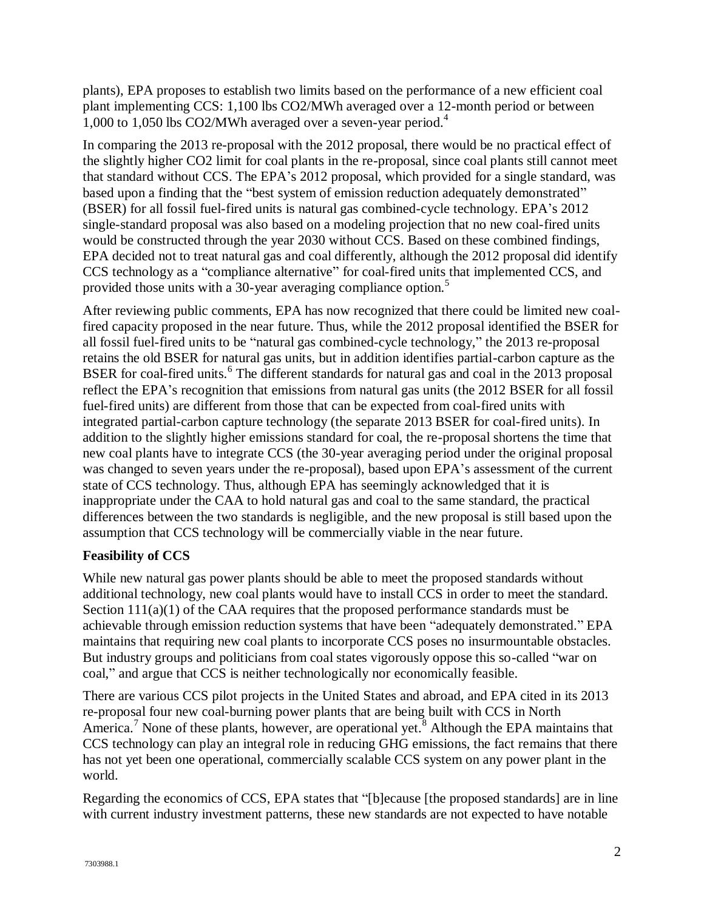plants), EPA proposes to establish two limits based on the performance of a new efficient coal plant implementing CCS: 1,100 lbs $CO_2$/MWh averaged over a 12-month period or between 1,000 to 1,050 lbs $CO_2$/MWh averaged over a seven-year period.[4]

In comparing the 2013 re-proposal with the 2012 proposal, there would be no practical effect of the slightly higher CO2 limit for coal plants in the re-proposal, since coal plants still cannot meet that standard without CCS. The EPA's 2012 proposal, which provided for a single standard, was based upon a finding that the "best system of emission reduction adequately demonstrated" (BSER) for all fossil fuel-fired units is natural gas combined-cycle technology. EPA's 2012 single-standard proposal was also based on a modeling projection that no new coal-fired units would be constructed through the year 2030 without CCS. Based on these combined findings, EPA decided not to treat natural gas and coal differently, although the 2012 proposal did identify CCS technology as a "compliance alternative" for coal-fired units that implemented CCS, and provided those units with a 30-year averaging compliance option.[5]

After reviewing public comments, EPA has now recognized that there could be limited new coal-fired capacity proposed in the near future. Thus, while the 2012 proposal identified the BSER for all fossil fuel-fired units to be "natural gas combined-cycle technology," the 2013 re-proposal retains the old BSER for natural gas units, but in addition identifies partial-carbon capture as the BSER for coal-fired units.[6] The different standards for natural gas and coal in the 2013 proposal reflect the EPA's recognition that emissions from natural gas units (the 2012 BSER for all fossil fuel-fired units) are different from those that can be expected from coal-fired units with integrated partial-carbon capture technology (the separate 2013 BSER for coal-fired units). In addition to the slightly higher emissions standard for coal, the re-proposal shortens the time that new coal plants have to integrate CCS (the 30-year averaging period under the original proposal was changed to seven years under the re-proposal), based upon EPA's assessment of the current state of CCS technology. Thus, although EPA has seemingly acknowledged that it is inappropriate under the CAA to hold natural gas and coal to the same standard, the practical differences between the two standards is negligible, and the new proposal is still based upon the assumption that CCS technology will be commercially viable in the near future.

**Feasibility of CCS**

While new natural gas power plants should be able to meet the proposed standards without additional technology, new coal plants would have to install CCS in order to meet the standard. Section 111(a)(1) of the CAA requires that the proposed performance standards must be achievable through emission reduction systems that have been "adequately demonstrated." EPA maintains that requiring new coal plants to incorporate CCS poses no insurmountable obstacles. But industry groups and politicians from coal states vigorously oppose this so-called "war on coal," and argue that CCS is neither technologically nor economically feasible.

There are various CCS pilot projects in the United States and abroad, and EPA cited in its 2013 re-proposal four new coal-burning power plants that are being built with CCS in North America.[7] None of these plants, however, are operational yet.[8] Although the EPA maintains that CCS technology can play an integral role in reducing GHG emissions, the fact remains that there has not yet been one operational, commercially scalable CCS system on any power plant in the world.

Regarding the economics of CCS, EPA states that "[b]ecause [the proposed standards] are in line with current industry investment patterns, these new standards are not expected to have notable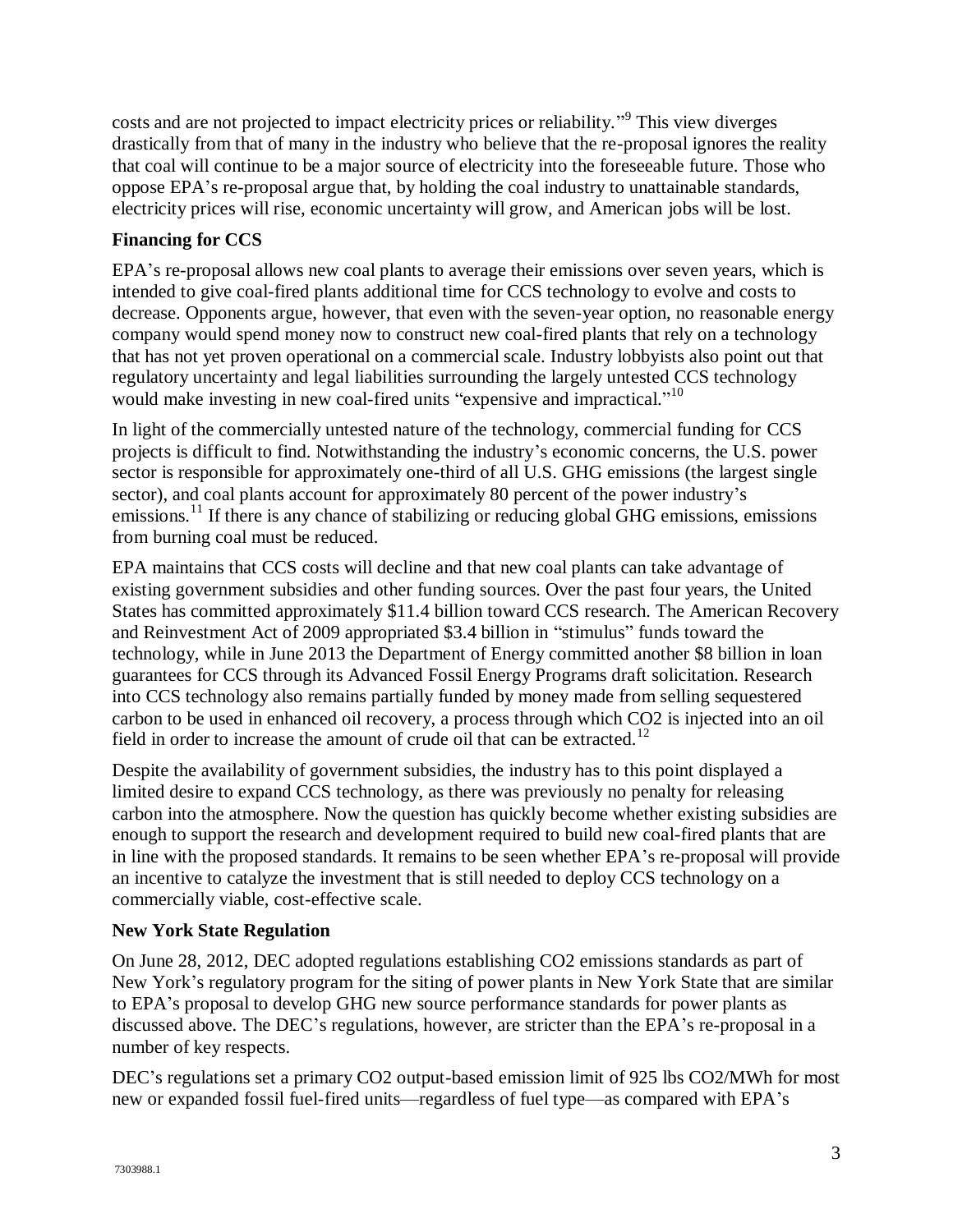costs and are not projected to impact electricity prices or reliability."[9] This view diverges drastically from that of many in the industry who believe that the re-proposal ignores the reality that coal will continue to be a major source of electricity into the foreseeable future. Those who oppose EPA's re-proposal argue that, by holding the coal industry to unattainable standards, electricity prices will rise, economic uncertainty will grow, and American jobs will be lost.

### Financing for CCS

EPA's re-proposal allows new coal plants to average their emissions over seven years, which is intended to give coal-fired plants additional time for CCS technology to evolve and costs to decrease. Opponents argue, however, that even with the seven-year option, no reasonable energy company would spend money now to construct new coal-fired plants that rely on a technology that has not yet proven operational on a commercial scale. Industry lobbyists also point out that regulatory uncertainty and legal liabilities surrounding the largely untested CCS technology would make investing in new coal-fired units "expensive and impractical."[10]

In light of the commercially untested nature of the technology, commercial funding for CCS projects is difficult to find. Notwithstanding the industry's economic concerns, the U.S. power sector is responsible for approximately one-third of all U.S. GHG emissions (the largest single sector), and coal plants account for approximately 80 percent of the power industry's emissions.[11] If there is any chance of stabilizing or reducing global GHG emissions, emissions from burning coal must be reduced.

EPA maintains that CCS costs will decline and that new coal plants can take advantage of existing government subsidies and other funding sources. Over the past four years, the United States has committed approximately $11.4 billion toward CCS research. The American Recovery and Reinvestment Act of 2009 appropriated $3.4 billion in "stimulus" funds toward the technology, while in June 2013 the Department of Energy committed another $8 billion in loan guarantees for CCS through its Advanced Fossil Energy Programs draft solicitation. Research into CCS technology also remains partially funded by money made from selling sequestered carbon to be used in enhanced oil recovery, a process through which $CO_2$ is injected into an oil field in order to increase the amount of crude oil that can be extracted.[12]

Despite the availability of government subsidies, the industry has to this point displayed a limited desire to expand CCS technology, as there was previously no penalty for releasing carbon into the atmosphere. Now the question has quickly become whether existing subsidies are enough to support the research and development required to build new coal-fired plants that are in line with the proposed standards. It remains to be seen whether EPA's re-proposal will provide an incentive to catalyze the investment that is still needed to deploy CCS technology on a commercially viable, cost-effective scale.

### New York State Regulation

On June 28, 2012, DEC adopted regulations establishing $CO_2$ emissions standards as part of New York's regulatory program for the siting of power plants in New York State that are similar to EPA's proposal to develop GHG new source performance standards for power plants as discussed above. The DEC's regulations, however, are stricter than the EPA's re-proposal in a number of key respects.

DEC's regulations set a primary $CO_2$ output-based emission limit of 925 lbs $CO_2$/MWh for most new or expanded fossil fuel-fired units—regardless of fuel type—as compared with EPA's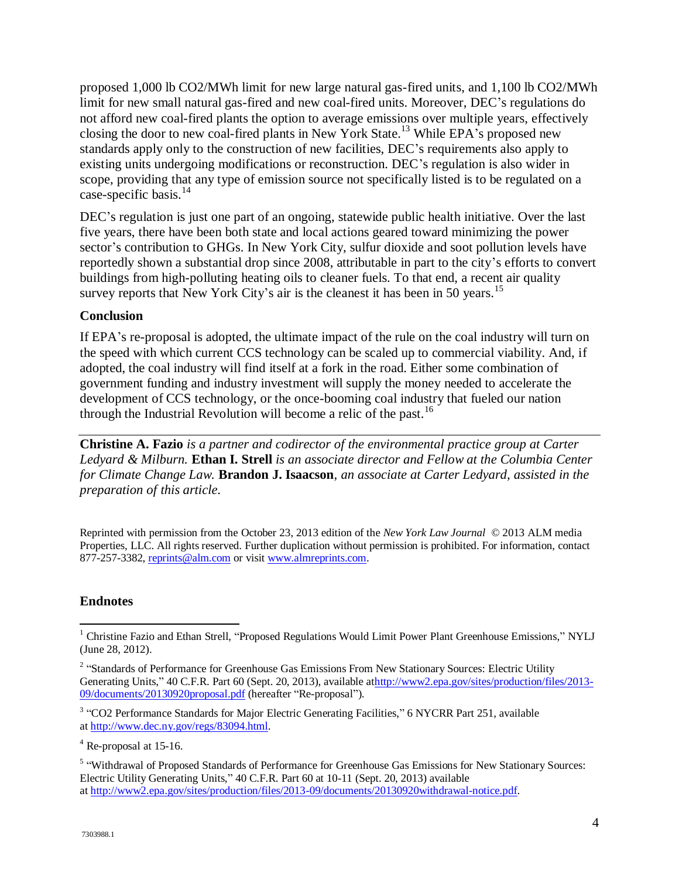proposed 1,000 lb $CO_2$/MWh limit for new large natural gas-fired units, and 1,100 lb $CO_2$/MWh limit for new small natural gas-fired and new coal-fired units. Moreover, DEC's regulations do not afford new coal-fired plants the option to average emissions over multiple years, effectively closing the door to new coal-fired plants in New York State.[13] While EPA's proposed new standards apply only to the construction of new facilities, DEC's requirements also apply to existing units undergoing modifications or reconstruction. DEC's regulation is also wider in scope, providing that any type of emission source not specifically listed is to be regulated on a case-specific basis.[14]

DEC's regulation is just one part of an ongoing, statewide public health initiative. Over the last five years, there have been both state and local actions geared toward minimizing the power sector's contribution to GHGs. In New York City, sulfur dioxide and soot pollution levels have reportedly shown a substantial drop since 2008, attributable in part to the city's efforts to convert buildings from high-polluting heating oils to cleaner fuels. To that end, a recent air quality survey reports that New York City's air is the cleanest it has been in 50 years.[15]

**Conclusion**

If EPA's re-proposal is adopted, the ultimate impact of the rule on the coal industry will turn on the speed with which current CCS technology can be scaled up to commercial viability. And, if adopted, the coal industry will find itself at a fork in the road. Either some combination of government funding and industry investment will supply the money needed to accelerate the development of CCS technology, or the once-booming coal industry that fueled our nation through the Industrial Revolution will become a relic of the past.[16]

---

**Christine A. Fazio** *is a partner and codirector of the environmental practice group at Carter Ledyard & Milburn.* **Ethan I. Strell** *is an associate director and Fellow at the Columbia Center for Climate Change Law.* **Brandon J. Isaacson**, *an associate at Carter Ledyard, assisted in the preparation of this article.*

Reprinted with permission from the October 23, 2013 edition of the *New York Law Journal* © 2013 ALM media Properties, LLC. All rights reserved. Further duplication without permission is prohibited. For information, contact 877-257-3382, reprints@alm.com or visit www.almreprints.com.

**Endnotes**

[1] Christine Fazio and Ethan Strell, "Proposed Regulations Would Limit Power Plant Greenhouse Emissions," NYLJ (June 28, 2012).

[2] "Standards of Performance for Greenhouse Gas Emissions From New Stationary Sources: Electric Utility Generating Units," 40 C.F.R. Part 60 (Sept. 20, 2013), available athttp://www2.epa.gov/sites/production/files/2013-09/documents/20130920proposal.pdf (hereafter "Re-proposal").

[3] "CO2 Performance Standards for Major Electric Generating Facilities," 6 NYCRR Part 251, available at http://www.dec.ny.gov/regs/83094.html.

[4] Re-proposal at 15-16.

[5] "Withdrawal of Proposed Standards of Performance for Greenhouse Gas Emissions for New Stationary Sources: Electric Utility Generating Units," 40 C.F.R. Part 60 at 10-11 (Sept. 20, 2013) available at http://www2.epa.gov/sites/production/files/2013-09/documents/20130920withdrawal-notice.pdf.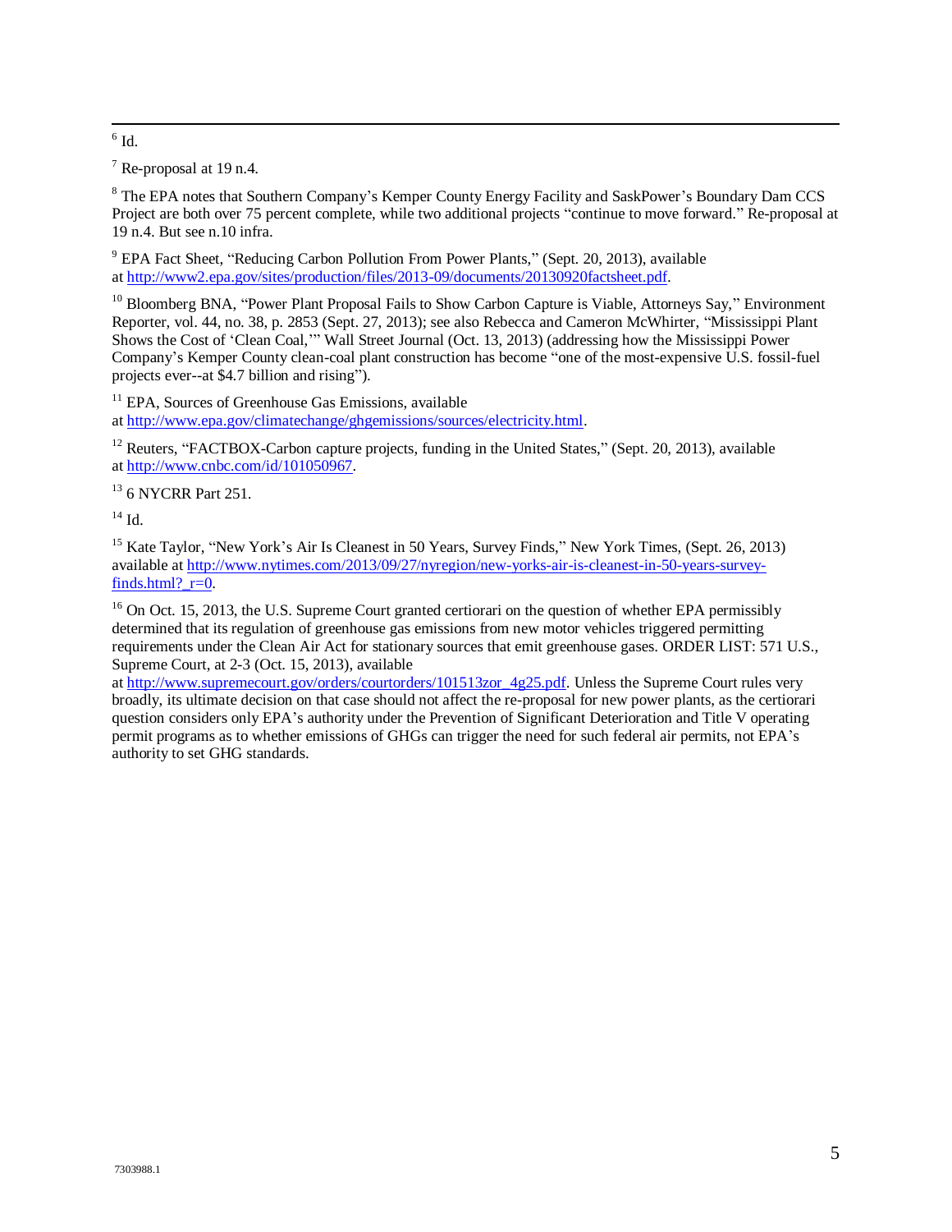[6] Id.

[7] Re-proposal at 19 n.4.

[8] The EPA notes that Southern Company's Kemper County Energy Facility and SaskPower's Boundary Dam CCS Project are both over 75 percent complete, while two additional projects "continue to move forward." Re-proposal at 19 n.4. But see n.10 infra.

[9] EPA Fact Sheet, "Reducing Carbon Pollution From Power Plants," (Sept. 20, 2013), available at http://www2.epa.gov/sites/production/files/2013-09/documents/20130920factsheet.pdf.

[10] Bloomberg BNA, "Power Plant Proposal Fails to Show Carbon Capture is Viable, Attorneys Say," Environment Reporter, vol. 44, no. 38, p. 2853 (Sept. 27, 2013); see also Rebecca and Cameron McWhirter, "Mississippi Plant Shows the Cost of 'Clean Coal,'" Wall Street Journal (Oct. 13, 2013) (addressing how the Mississippi Power Company's Kemper County clean-coal plant construction has become "one of the most-expensive U.S. fossil-fuel projects ever--at $4.7 billion and rising").

[11] EPA, Sources of Greenhouse Gas Emissions, available at http://www.epa.gov/climatechange/ghgemissions/sources/electricity.html.

[12] Reuters, "FACTBOX-Carbon capture projects, funding in the United States," (Sept. 20, 2013), available at http://www.cnbc.com/id/101050967.

[13] 6 NYCRR Part 251.

[14] Id.

[15] Kate Taylor, "New York's Air Is Cleanest in 50 Years, Survey Finds," New York Times, (Sept. 26, 2013) available at http://www.nytimes.com/2013/09/27/nyregion/new-yorks-air-is-cleanest-in-50-years-survey-finds.html?_r=0.

[16] On Oct. 15, 2013, the U.S. Supreme Court granted certiorari on the question of whether EPA permissibly determined that its regulation of greenhouse gas emissions from new motor vehicles triggered permitting requirements under the Clean Air Act for stationary sources that emit greenhouse gases. ORDER LIST: 571 U.S., Supreme Court, at 2-3 (Oct. 15, 2013), available at http://www.supremecourt.gov/orders/courtorders/101513zor_4g25.pdf. Unless the Supreme Court rules very broadly, its ultimate decision on that case should not affect the re-proposal for new power plants, as the certiorari question considers only EPA's authority under the Prevention of Significant Deterioration and Title V operating permit programs as to whether emissions of GHGs can trigger the need for such federal air permits, not EPA's authority to set GHG standards.